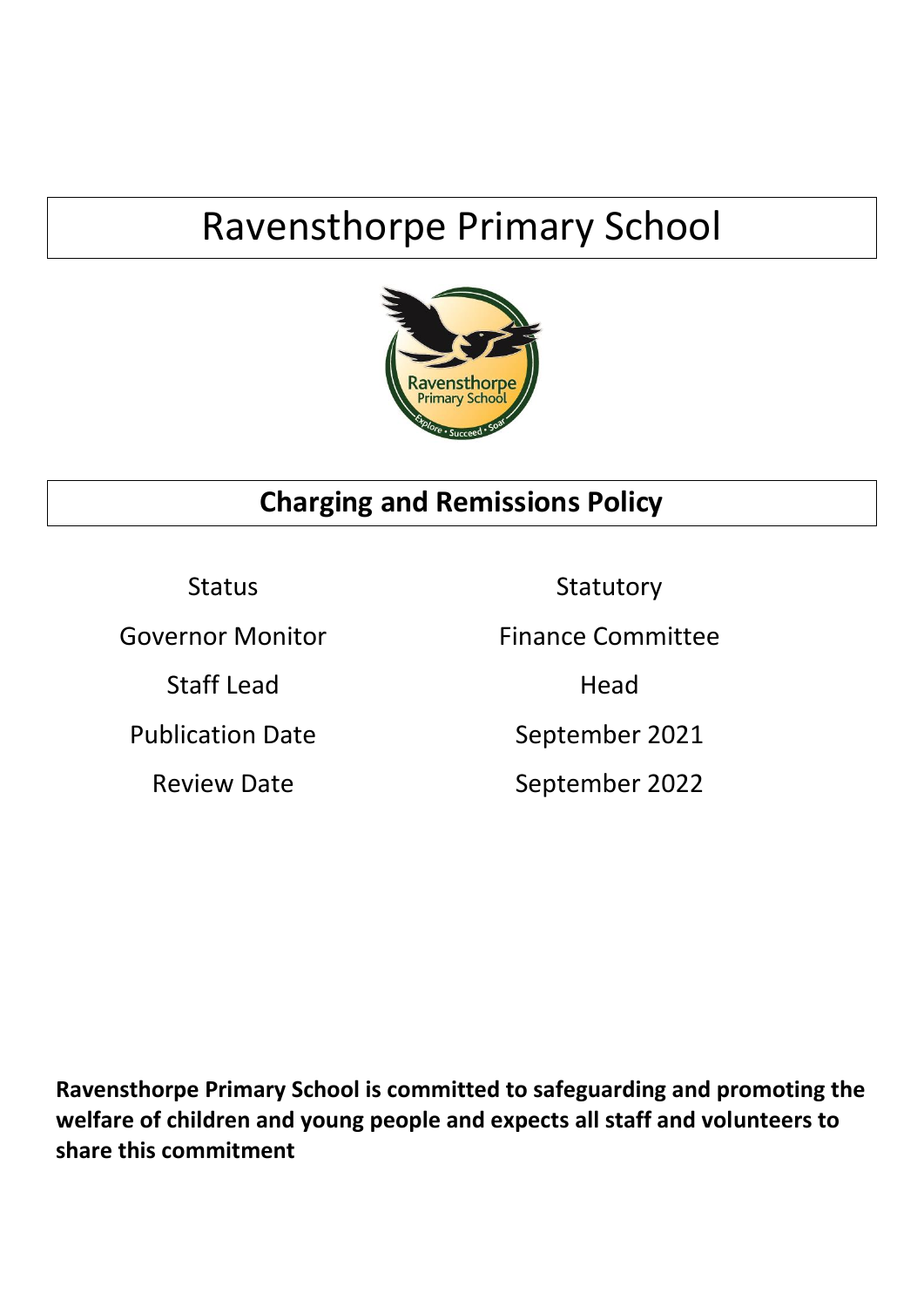# Ravensthorpe Primary School

## Charging and Remissions Policy

| | |
|---|---|
| Status | Statutory |
| Governor Monitor | Finance Committee |
| Staff Lead | Head |
| Publication Date | September 2021 |
| Review Date | September 2022 |

**Ravensthorpe Primary School is committed to safeguarding and promoting the welfare of children and young people and expects all staff and volunteers to share this commitment**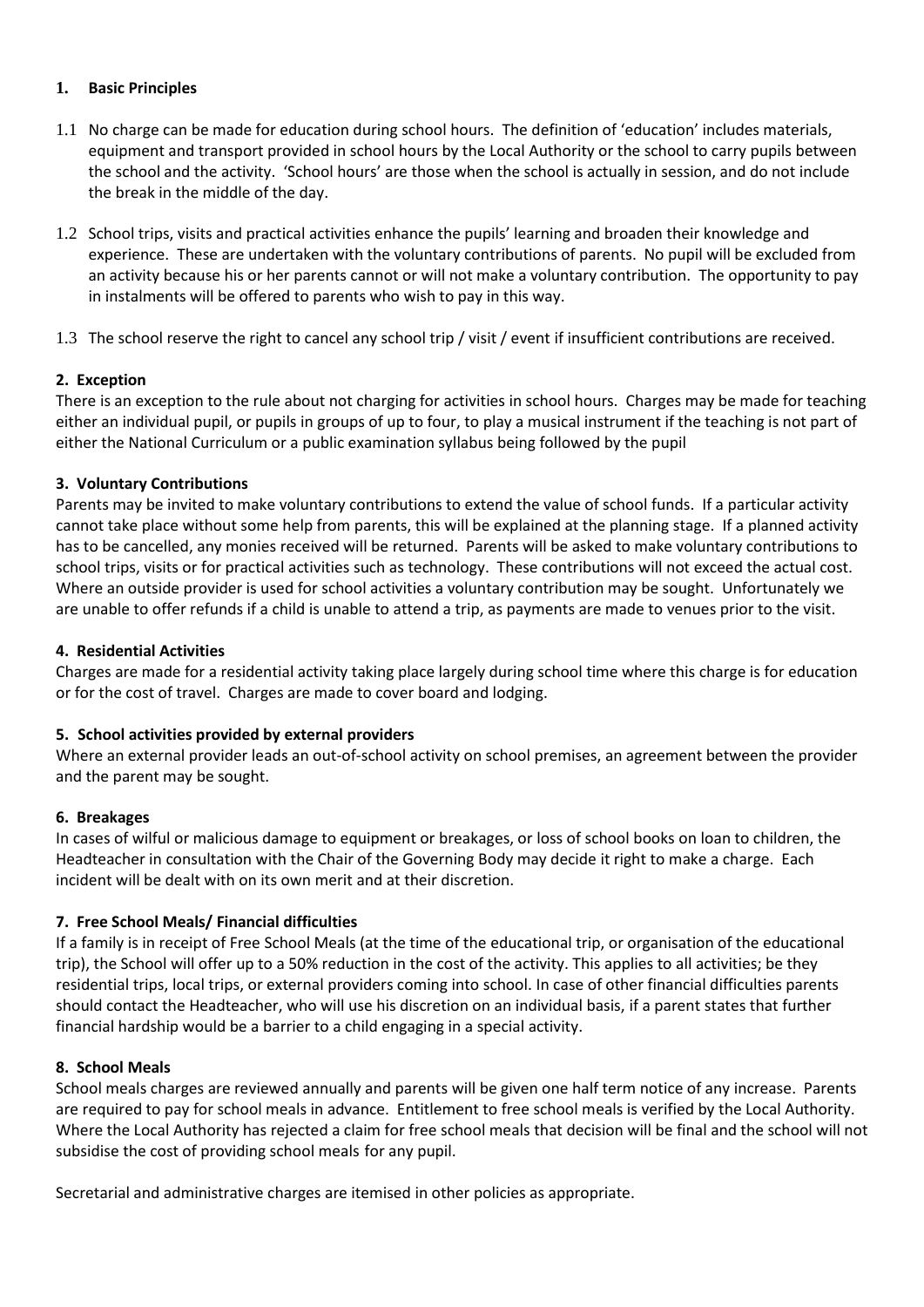## 1. Basic Principles

1.1 No charge can be made for education during school hours. The definition of 'education' includes materials, equipment and transport provided in school hours by the Local Authority or the school to carry pupils between the school and the activity. 'School hours' are those when the school is actually in session, and do not include the break in the middle of the day.

1.2 School trips, visits and practical activities enhance the pupils' learning and broaden their knowledge and experience. These are undertaken with the voluntary contributions of parents. No pupil will be excluded from an activity because his or her parents cannot or will not make a voluntary contribution. The opportunity to pay in instalments will be offered to parents who wish to pay in this way.

1.3 The school reserve the right to cancel any school trip / visit / event if insufficient contributions are received.

## 2. Exception

There is an exception to the rule about not charging for activities in school hours. Charges may be made for teaching either an individual pupil, or pupils in groups of up to four, to play a musical instrument if the teaching is not part of either the National Curriculum or a public examination syllabus being followed by the pupil

## 3. Voluntary Contributions

Parents may be invited to make voluntary contributions to extend the value of school funds. If a particular activity cannot take place without some help from parents, this will be explained at the planning stage. If a planned activity has to be cancelled, any monies received will be returned. Parents will be asked to make voluntary contributions to school trips, visits or for practical activities such as technology. These contributions will not exceed the actual cost. Where an outside provider is used for school activities a voluntary contribution may be sought. Unfortunately we are unable to offer refunds if a child is unable to attend a trip, as payments are made to venues prior to the visit.

## 4. Residential Activities

Charges are made for a residential activity taking place largely during school time where this charge is for education or for the cost of travel. Charges are made to cover board and lodging.

## 5. School activities provided by external providers

Where an external provider leads an out-of-school activity on school premises, an agreement between the provider and the parent may be sought.

## 6. Breakages

In cases of wilful or malicious damage to equipment or breakages, or loss of school books on loan to children, the Headteacher in consultation with the Chair of the Governing Body may decide it right to make a charge. Each incident will be dealt with on its own merit and at their discretion.

## 7. Free School Meals/ Financial difficulties

If a family is in receipt of Free School Meals (at the time of the educational trip, or organisation of the educational trip), the School will offer up to a 50% reduction in the cost of the activity. This applies to all activities; be they residential trips, local trips, or external providers coming into school. In case of other financial difficulties parents should contact the Headteacher, who will use his discretion on an individual basis, if a parent states that further financial hardship would be a barrier to a child engaging in a special activity.

## 8. School Meals

School meals charges are reviewed annually and parents will be given one half term notice of any increase. Parents are required to pay for school meals in advance. Entitlement to free school meals is verified by the Local Authority. Where the Local Authority has rejected a claim for free school meals that decision will be final and the school will not subsidise the cost of providing school meals for any pupil.

Secretarial and administrative charges are itemised in other policies as appropriate.